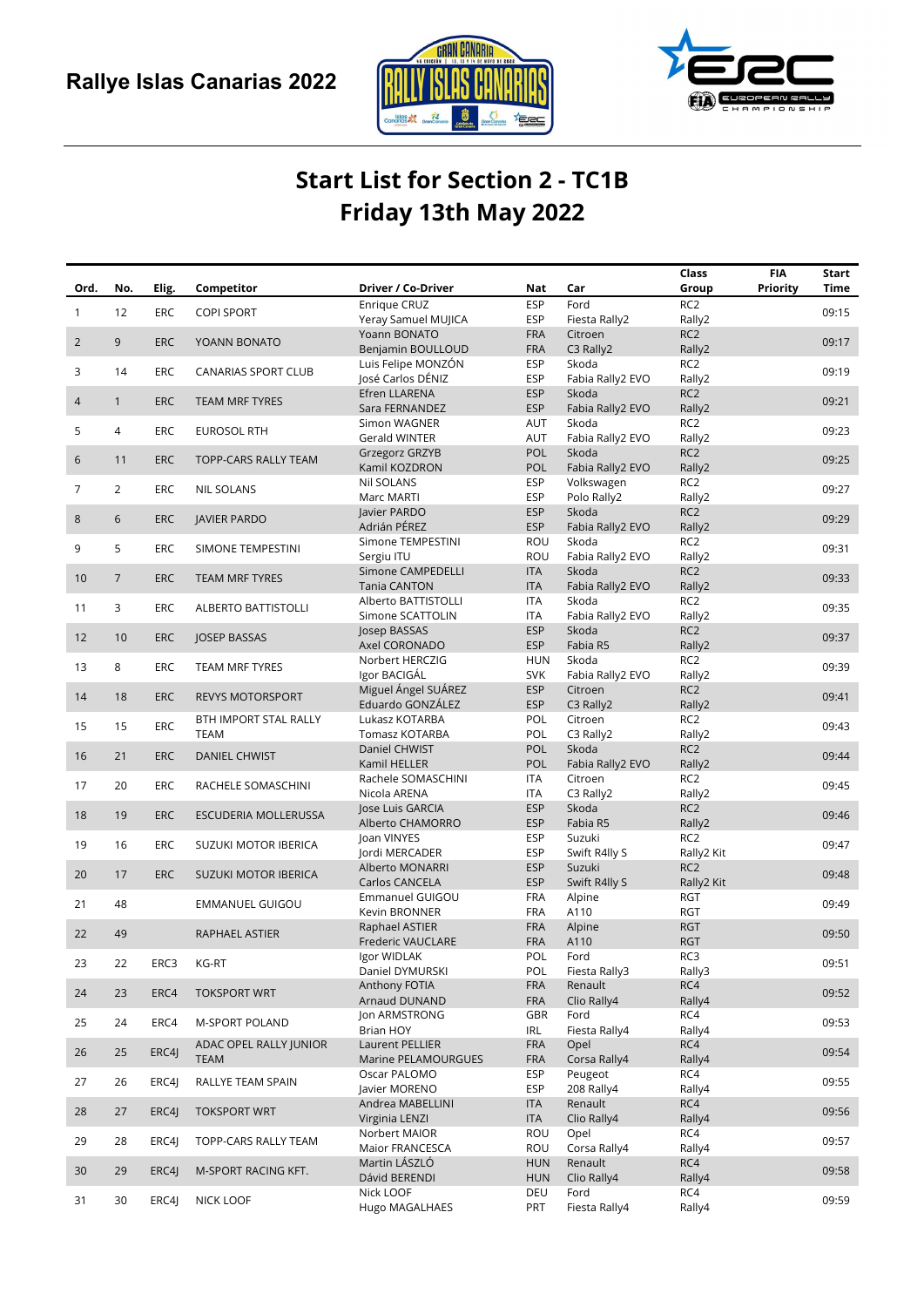**Rallye Islas Canarias 2022**

# Start List for Section 2 - TC1B
## Friday 13th May 2022

| Ord. | No. | Elig. | Competitor | Driver / Co-Driver | Nat | Car | Class Group | FIA Priority | Start Time |
|---|---|---|---|---|---|---|---|---|---|
| 1 | 12 | ERC | COPI SPORT | Enrique CRUZ<br>Yeray Samuel MUJICA | ESP<br>ESP | Ford<br>Fiesta Rally2 | RC2<br>Rally2 | | 09:15 |
| 2 | 9 | ERC | YOANN BONATO | Yoann BONATO<br>Benjamin BOULLOUD | FRA<br>FRA | Citroen<br>C3 Rally2 | RC2<br>Rally2 | | 09:17 |
| 3 | 14 | ERC | CANARIAS SPORT CLUB | Luis Felipe MONZÓN<br>José Carlos DÉNIZ | ESP<br>ESP | Skoda<br>Fabia Rally2 EVO | RC2<br>Rally2 | | 09:19 |
| 4 | 1 | ERC | TEAM MRF TYRES | Efren LLARENA<br>Sara FERNANDEZ | ESP<br>ESP | Skoda<br>Fabia Rally2 EVO | RC2<br>Rally2 | | 09:21 |
| 5 | 4 | ERC | EUROSOL RTH | Simon WAGNER<br>Gerald WINTER | AUT<br>AUT | Skoda<br>Fabia Rally2 EVO | RC2<br>Rally2 | | 09:23 |
| 6 | 11 | ERC | TOPP-CARS RALLY TEAM | Grzegorz GRZYB<br>Kamil KOZDRON | POL<br>POL | Skoda<br>Fabia Rally2 EVO | RC2<br>Rally2 | | 09:25 |
| 7 | 2 | ERC | NIL SOLANS | Nil SOLANS<br>Marc MARTI | ESP<br>ESP | Volkswagen<br>Polo Rally2 | RC2<br>Rally2 | | 09:27 |
| 8 | 6 | ERC | JAVIER PARDO | Javier PARDO<br>Adrián PÉREZ | ESP<br>ESP | Skoda<br>Fabia Rally2 EVO | RC2<br>Rally2 | | 09:29 |
| 9 | 5 | ERC | SIMONE TEMPESTINI | Simone TEMPESTINI<br>Sergiu ITU | ROU<br>ROU | Skoda<br>Fabia Rally2 EVO | RC2<br>Rally2 | | 09:31 |
| 10 | 7 | ERC | TEAM MRF TYRES | Simone CAMPEDELLI<br>Tania CANTON | ITA<br>ITA | Skoda<br>Fabia Rally2 EVO | RC2<br>Rally2 | | 09:33 |
| 11 | 3 | ERC | ALBERTO BATTISTOLLI | Alberto BATTISTOLLI<br>Simone SCATTOLIN | ITA<br>ITA | Skoda<br>Fabia Rally2 EVO | RC2<br>Rally2 | | 09:35 |
| 12 | 10 | ERC | JOSEP BASSAS | Josep BASSAS<br>Axel CORONADO | ESP<br>ESP | Skoda<br>Fabia R5 | RC2<br>Rally2 | | 09:37 |
| 13 | 8 | ERC | TEAM MRF TYRES | Norbert HERCZIG<br>Igor BACIGÁL | HUN<br>SVK | Skoda<br>Fabia Rally2 EVO | RC2<br>Rally2 | | 09:39 |
| 14 | 18 | ERC | REVYS MOTORSPORT | Miguel Ángel SUÁREZ<br>Eduardo GONZÁLEZ | ESP<br>ESP | Citroen<br>C3 Rally2 | RC2<br>Rally2 | | 09:41 |
| 15 | 15 | ERC | BTH IMPORT STAL RALLY TEAM | Lukasz KOTARBA<br>Tomasz KOTARBA | POL<br>POL | Citroen<br>C3 Rally2 | RC2<br>Rally2 | | 09:43 |
| 16 | 21 | ERC | DANIEL CHWIST | Daniel CHWIST<br>Kamil HELLER | POL<br>POL | Skoda<br>Fabia Rally2 EVO | RC2<br>Rally2 | | 09:44 |
| 17 | 20 | ERC | RACHELE SOMASCHINI | Rachele SOMASCHINI<br>Nicola ARENA | ITA<br>ITA | Citroen<br>C3 Rally2 | RC2<br>Rally2 | | 09:45 |
| 18 | 19 | ERC | ESCUDERIA MOLLERUSSA | Jose Luis GARCIA<br>Alberto CHAMORRO | ESP<br>ESP | Skoda<br>Fabia R5 | RC2<br>Rally2 | | 09:46 |
| 19 | 16 | ERC | SUZUKI MOTOR IBERICA | Joan VINYES<br>Jordi MERCADER | ESP<br>ESP | Suzuki<br>Swift R4lly S | RC2<br>Rally2 Kit | | 09:47 |
| 20 | 17 | ERC | SUZUKI MOTOR IBERICA | Alberto MONARRI<br>Carlos CANCELA | ESP<br>ESP | Suzuki<br>Swift R4lly S | RC2<br>Rally2 Kit | | 09:48 |
| 21 | 48 | | EMMANUEL GUIGOU | Emmanuel GUIGOU<br>Kevin BRONNER | FRA<br>FRA | Alpine<br>A110 | RGT<br>RGT | | 09:49 |
| 22 | 49 | | RAPHAEL ASTIER | Raphael ASTIER<br>Frederic VAUCLARE | FRA<br>FRA | Alpine<br>A110 | RGT<br>RGT | | 09:50 |
| 23 | 22 | ERC3 | KG-RT | Igor WIDLAK<br>Daniel DYMURSKI | POL<br>POL | Ford<br>Fiesta Rally3 | RC3<br>Rally3 | | 09:51 |
| 24 | 23 | ERC4 | TOKSPORT WRT | Anthony FOTIA<br>Arnaud DUNAND | FRA<br>FRA | Renault<br>Clio Rally4 | RC4<br>Rally4 | | 09:52 |
| 25 | 24 | ERC4 | M-SPORT POLAND | Jon ARMSTRONG<br>Brian HOY | GBR<br>IRL | Ford<br>Fiesta Rally4 | RC4<br>Rally4 | | 09:53 |
| 26 | 25 | ERC4J | ADAC OPEL RALLY JUNIOR TEAM | Laurent PELLIER<br>Marine PELAMOURGUES | FRA<br>FRA | Opel<br>Corsa Rally4 | RC4<br>Rally4 | | 09:54 |
| 27 | 26 | ERC4J | RALLYE TEAM SPAIN | Oscar PALOMO<br>Javier MORENO | ESP<br>ESP | Peugeot<br>208 Rally4 | RC4<br>Rally4 | | 09:55 |
| 28 | 27 | ERC4J | TOKSPORT WRT | Andrea MABELLINI<br>Virginia LENZI | ITA<br>ITA | Renault<br>Clio Rally4 | RC4<br>Rally4 | | 09:56 |
| 29 | 28 | ERC4J | TOPP-CARS RALLY TEAM | Norbert MAIOR<br>Maior FRANCESCA | ROU<br>ROU | Opel<br>Corsa Rally4 | RC4<br>Rally4 | | 09:57 |
| 30 | 29 | ERC4J | M-SPORT RACING KFT. | Martin LÁSZLÓ<br>Dávid BERENDI | HUN<br>HUN | Renault<br>Clio Rally4 | RC4<br>Rally4 | | 09:58 |
| 31 | 30 | ERC4J | NICK LOOF | Nick LOOF<br>Hugo MAGALHAES | DEU<br>PRT | Ford<br>Fiesta Rally4 | RC4<br>Rally4 | | 09:59 |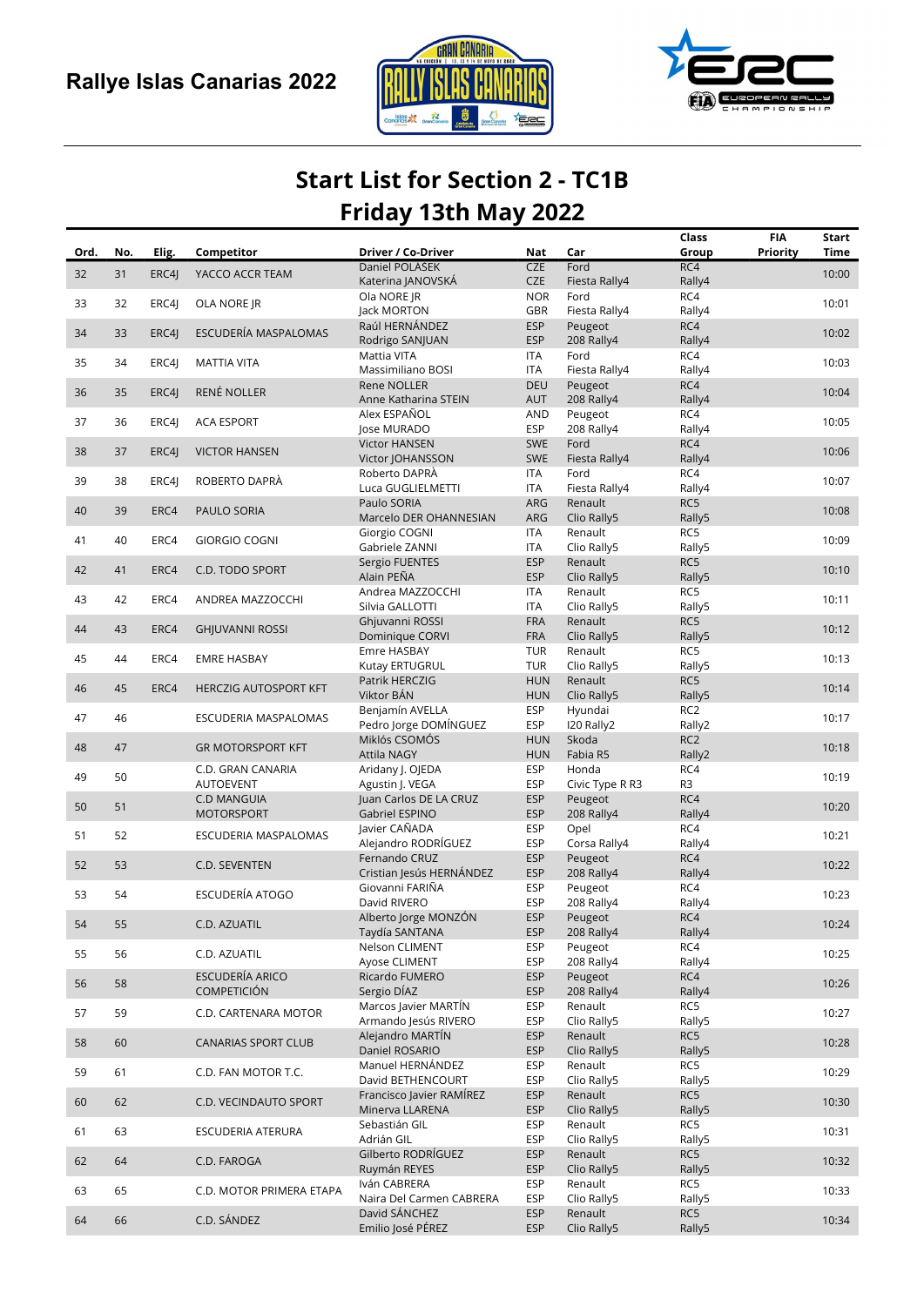Rallye Islas Canarias 2022

# Start List for Section 2 - TC1B
## Friday 13th May 2022

| Ord. | No. | Elig. | Competitor | Driver / Co-Driver | Nat | Car | Class Group | FIA Priority | Start Time |
|---|---|---|---|---|---|---|---|---|---|
| 32 | 31 | ERC4J | YACCO ACCR TEAM | Daniel POLASEK<br>Katerina JANOVSKÁ | CZE<br>CZE | Ford<br>Fiesta Rally4 | RC4<br>Rally4 | | 10:00 |
| 33 | 32 | ERC4J | OLA NORE JR | Ola NORE JR<br>Jack MORTON | NOR<br>GBR | Ford<br>Fiesta Rally4 | RC4<br>Rally4 | | 10:01 |
| 34 | 33 | ERC4J | ESCUDERÍA MASPALOMAS | Raúl HERNÁNDEZ<br>Rodrigo SANJUAN | ESP<br>ESP | Peugeot<br>208 Rally4 | RC4<br>Rally4 | | 10:02 |
| 35 | 34 | ERC4J | MATTIA VITA | Mattia VITA<br>Massimiliano BOSI | ITA<br>ITA | Ford<br>Fiesta Rally4 | RC4<br>Rally4 | | 10:03 |
| 36 | 35 | ERC4J | RENÉ NOLLER | Rene NOLLER<br>Anne Katharina STEIN | DEU<br>AUT | Peugeot<br>208 Rally4 | RC4<br>Rally4 | | 10:04 |
| 37 | 36 | ERC4J | ACA ESPORT | Alex ESPAÑOL<br>Jose MURADO | AND<br>ESP | Peugeot<br>208 Rally4 | RC4<br>Rally4 | | 10:05 |
| 38 | 37 | ERC4J | VICTOR HANSEN | Victor HANSEN<br>Victor JOHANSSON | SWE<br>SWE | Ford<br>Fiesta Rally4 | RC4<br>Rally4 | | 10:06 |
| 39 | 38 | ERC4J | ROBERTO DAPRÀ | Roberto DAPRÀ<br>Luca GUGLIELMETTI | ITA<br>ITA | Ford<br>Fiesta Rally4 | RC4<br>Rally4 | | 10:07 |
| 40 | 39 | ERC4 | PAULO SORIA | Paulo SORIA<br>Marcelo DER OHANNESIAN | ARG<br>ARG | Renault<br>Clio Rally5 | RC5<br>Rally5 | | 10:08 |
| 41 | 40 | ERC4 | GIORGIO COGNI | Giorgio COGNI<br>Gabriele ZANNI | ITA<br>ITA | Renault<br>Clio Rally5 | RC5<br>Rally5 | | 10:09 |
| 42 | 41 | ERC4 | C.D. TODO SPORT | Sergio FUENTES<br>Alain PEÑA | ESP<br>ESP | Renault<br>Clio Rally5 | RC5<br>Rally5 | | 10:10 |
| 43 | 42 | ERC4 | ANDREA MAZZOCCHI | Andrea MAZZOCCHI<br>Silvia GALLOTTI | ITA<br>ITA | Renault<br>Clio Rally5 | RC5<br>Rally5 | | 10:11 |
| 44 | 43 | ERC4 | GHJUVANNI ROSSI | Ghjuvanni ROSSI<br>Dominique CORVI | FRA<br>FRA | Renault<br>Clio Rally5 | RC5<br>Rally5 | | 10:12 |
| 45 | 44 | ERC4 | EMRE HASBAY | Emre HASBAY<br>Kutay ERTUGRUL | TUR<br>TUR | Renault<br>Clio Rally5 | RC5<br>Rally5 | | 10:13 |
| 46 | 45 | ERC4 | HERCZIG AUTOSPORT KFT | Patrik HERCZIG<br>Viktor BÁN | HUN<br>HUN | Renault<br>Clio Rally5 | RC5<br>Rally5 | | 10:14 |
| 47 | 46 | | ESCUDERIA MASPALOMAS | Benjamín AVELLA<br>Pedro Jorge DOMÍNGUEZ | ESP<br>ESP | Hyundai<br>I20 Rally2 | RC2<br>Rally2 | | 10:17 |
| 48 | 47 | | GR MOTORSPORT KFT | Miklós CSOMÓS<br>Attila NAGY | HUN<br>HUN | Skoda<br>Fabia R5 | RC2<br>Rally2 | | 10:18 |
| 49 | 50 | | C.D. GRAN CANARIA AUTOEVENT | Aridany J. OJEDA<br>Agustin J. VEGA | ESP<br>ESP | Honda<br>Civic Type R R3 | RC4<br>R3 | | 10:19 |
| 50 | 51 | | C.D MANGUIA MOTORSPORT | Juan Carlos DE LA CRUZ<br>Gabriel ESPINO | ESP<br>ESP | Peugeot<br>208 Rally4 | RC4<br>Rally4 | | 10:20 |
| 51 | 52 | | ESCUDERIA MASPALOMAS | Javier CAÑADA<br>Alejandro RODRÍGUEZ | ESP<br>ESP | Opel<br>Corsa Rally4 | RC4<br>Rally4 | | 10:21 |
| 52 | 53 | | C.D. SEVENTEN | Fernando CRUZ<br>Cristian Jesús HERNÁNDEZ | ESP<br>ESP | Peugeot<br>208 Rally4 | RC4<br>Rally4 | | 10:22 |
| 53 | 54 | | ESCUDERÍA ATOGO | Giovanni FARIÑA<br>David RIVERO | ESP<br>ESP | Peugeot<br>208 Rally4 | RC4<br>Rally4 | | 10:23 |
| 54 | 55 | | C.D. AZUATIL | Alberto Jorge MONZÓN<br>Taydía SANTANA | ESP<br>ESP | Peugeot<br>208 Rally4 | RC4<br>Rally4 | | 10:24 |
| 55 | 56 | | C.D. AZUATIL | Nelson CLIMENT<br>Ayose CLIMENT | ESP<br>ESP | Peugeot<br>208 Rally4 | RC4<br>Rally4 | | 10:25 |
| 56 | 58 | | ESCUDERÍA ARICO COMPETICIÓN | Ricardo FUMERO<br>Sergio DÍAZ | ESP<br>ESP | Peugeot<br>208 Rally4 | RC4<br>Rally4 | | 10:26 |
| 57 | 59 | | C.D. CARTENARA MOTOR | Marcos Javier MARTÍN<br>Armando Jesús RIVERO | ESP<br>ESP | Renault<br>Clio Rally5 | RC5<br>Rally5 | | 10:27 |
| 58 | 60 | | CANARIAS SPORT CLUB | Alejandro MARTÍN<br>Daniel ROSARIO | ESP<br>ESP | Renault<br>Clio Rally5 | RC5<br>Rally5 | | 10:28 |
| 59 | 61 | | C.D. FAN MOTOR T.C. | Manuel HERNÁNDEZ<br>David BETHENCOURT | ESP<br>ESP | Renault<br>Clio Rally5 | RC5<br>Rally5 | | 10:29 |
| 60 | 62 | | C.D. VECINDAUTO SPORT | Francisco Javier RAMÍREZ<br>Minerva LLARENA | ESP<br>ESP | Renault<br>Clio Rally5 | RC5<br>Rally5 | | 10:30 |
| 61 | 63 | | ESCUDERIA ATERURA | Sebastián GIL<br>Adrián GIL | ESP<br>ESP | Renault<br>Clio Rally5 | RC5<br>Rally5 | | 10:31 |
| 62 | 64 | | C.D. FAROGA | Gilberto RODRÍGUEZ<br>Ruymán REYES | ESP<br>ESP | Renault<br>Clio Rally5 | RC5<br>Rally5 | | 10:32 |
| 63 | 65 | | C.D. MOTOR PRIMERA ETAPA | Iván CABRERA<br>Naira Del Carmen CABRERA | ESP<br>ESP | Renault<br>Clio Rally5 | RC5<br>Rally5 | | 10:33 |
| 64 | 66 | | C.D. SÁNDEZ | David SÁNCHEZ<br>Emilio José PÉREZ | ESP<br>ESP | Renault<br>Clio Rally5 | RC5<br>Rally5 | | 10:34 |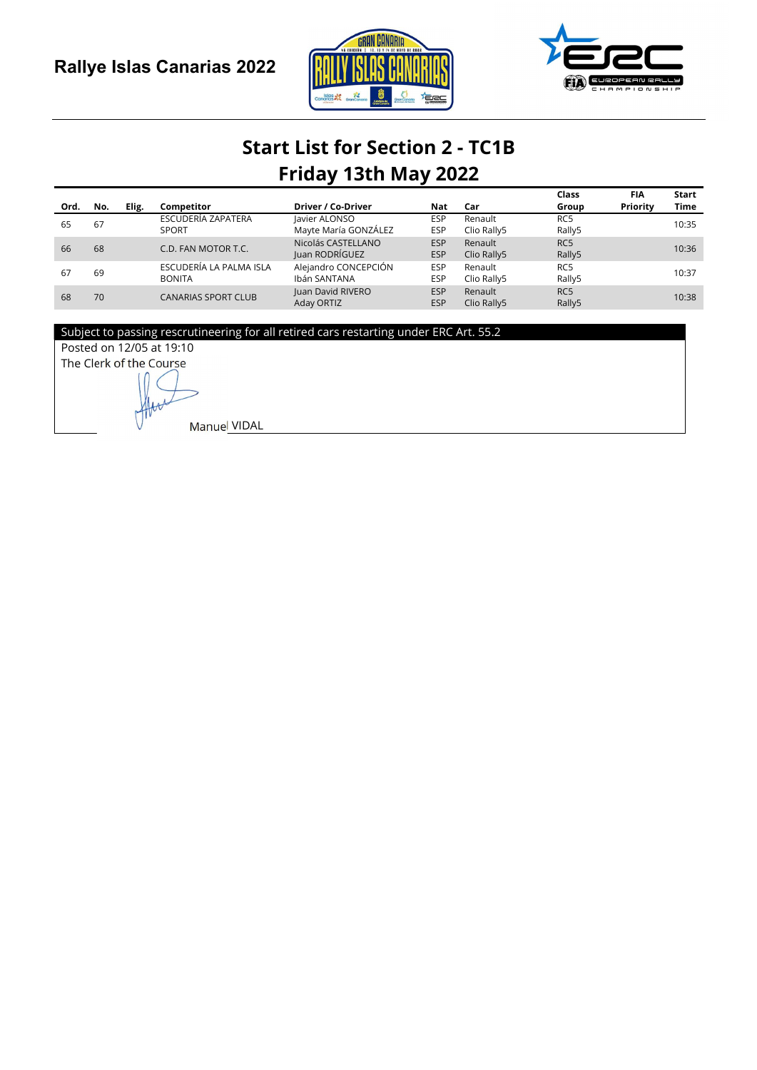Rallye Islas Canarias 2022

# Start List for Section 2 - TC1B

## Friday 13th May 2022

| Ord. | No. | Elig. | Competitor | Driver / Co-Driver | Nat | Car | Class Group | FIA Priority | Start Time |
|---|---|---|---|---|---|---|---|---|---|
| 65 | 67 | | ESCUDERÍA ZAPATERA SPORT | Javier ALONSO<br>Mayte María GONZÁLEZ | ESP<br>ESP | Renault<br>Clio Rally5 | RC5<br>Rally5 | | 10:35 |
| 66 | 68 | | C.D. FAN MOTOR T.C. | Nicolás CASTELLANO<br>Juan RODRÍGUEZ | ESP<br>ESP | Renault<br>Clio Rally5 | RC5<br>Rally5 | | 10:36 |
| 67 | 69 | | ESCUDERÍA LA PALMA ISLA BONITA | Alejandro CONCEPCIÓN<br>Ibán SANTANA | ESP<br>ESP | Renault<br>Clio Rally5 | RC5<br>Rally5 | | 10:37 |
| 68 | 70 | | CANARIAS SPORT CLUB | Juan David RIVERO<br>Aday ORTIZ | ESP<br>ESP | Renault<br>Clio Rally5 | RC5<br>Rally5 | | 10:38 |

Subject to passing rescrutineering for all retired cars restarting under ERC Art. 55.2

Posted on 12/05 at 19:10

The Clerk of the Course

Manuel VIDAL